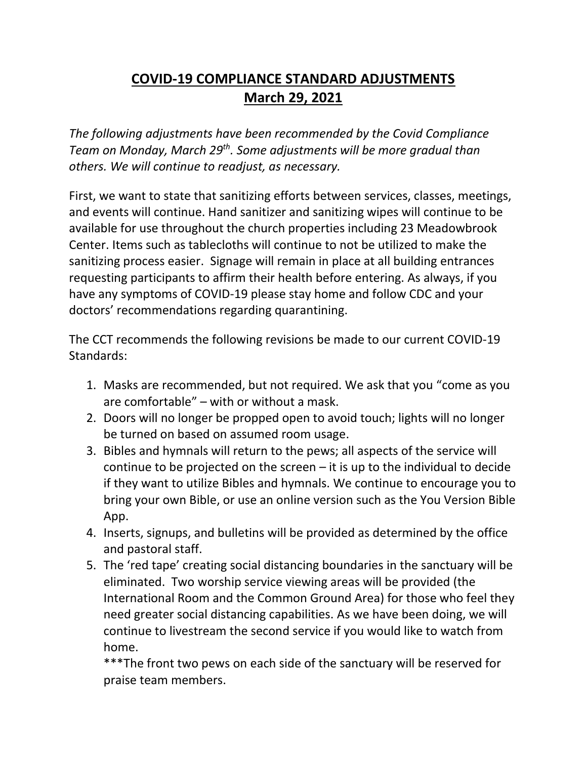# <u>COVID-19 COMPLIANCE STANDARD ADJUSTMENTS</u>
# <u>March 29, 2021</u>

*The following adjustments have been recommended by the Covid Compliance Team on Monday, March 29th. Some adjustments will be more gradual than others. We will continue to readjust, as necessary.*

First, we want to state that sanitizing efforts between services, classes, meetings, and events will continue. Hand sanitizer and sanitizing wipes will continue to be available for use throughout the church properties including 23 Meadowbrook Center. Items such as tablecloths will continue to not be utilized to make the sanitizing process easier. Signage will remain in place at all building entrances requesting participants to affirm their health before entering. As always, if you have any symptoms of COVID-19 please stay home and follow CDC and your doctors' recommendations regarding quarantining.

The CCT recommends the following revisions be made to our current COVID-19 Standards:

1. Masks are recommended, but not required. We ask that you "come as you are comfortable" – with or without a mask.
2. Doors will no longer be propped open to avoid touch; lights will no longer be turned on based on assumed room usage.
3. Bibles and hymnals will return to the pews; all aspects of the service will continue to be projected on the screen – it is up to the individual to decide if they want to utilize Bibles and hymnals. We continue to encourage you to bring your own Bible, or use an online version such as the You Version Bible App.
4. Inserts, signups, and bulletins will be provided as determined by the office and pastoral staff.
5. The 'red tape' creating social distancing boundaries in the sanctuary will be eliminated. Two worship service viewing areas will be provided (the International Room and the Common Ground Area) for those who feel they need greater social distancing capabilities. As we have been doing, we will continue to livestream the second service if you would like to watch from home.

   ***The front two pews on each side of the sanctuary will be reserved for praise team members.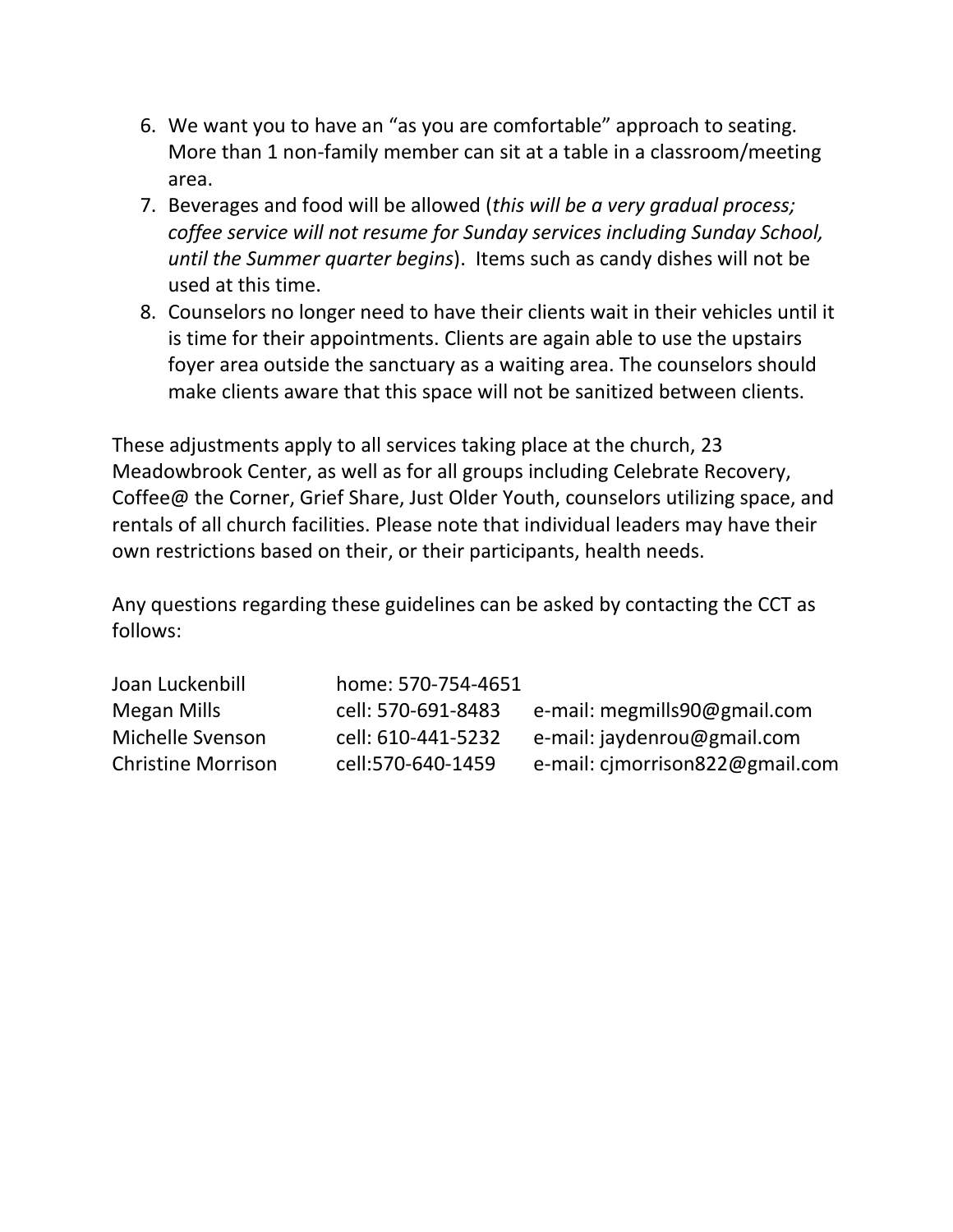6. We want you to have an "as you are comfortable" approach to seating. More than 1 non-family member can sit at a table in a classroom/meeting area.
7. Beverages and food will be allowed (*this will be a very gradual process; coffee service will not resume for Sunday services including Sunday School, until the Summer quarter begins*). Items such as candy dishes will not be used at this time.
8. Counselors no longer need to have their clients wait in their vehicles until it is time for their appointments. Clients are again able to use the upstairs foyer area outside the sanctuary as a waiting area. The counselors should make clients aware that this space will not be sanitized between clients.

These adjustments apply to all services taking place at the church, 23 Meadowbrook Center, as well as for all groups including Celebrate Recovery, Coffee@ the Corner, Grief Share, Just Older Youth, counselors utilizing space, and rentals of all church facilities. Please note that individual leaders may have their own restrictions based on their, or their participants, health needs.

Any questions regarding these guidelines can be asked by contacting the CCT as follows:

| | | |
|---|---|---|
| Joan Luckenbill | home: 570-754-4651 | |
| Megan Mills | cell: 570-691-8483 | e-mail: megmills90@gmail.com |
| Michelle Svenson | cell: 610-441-5232 | e-mail: jaydenrou@gmail.com |
| Christine Morrison | cell:570-640-1459 | e-mail: cjmorrison822@gmail.com |